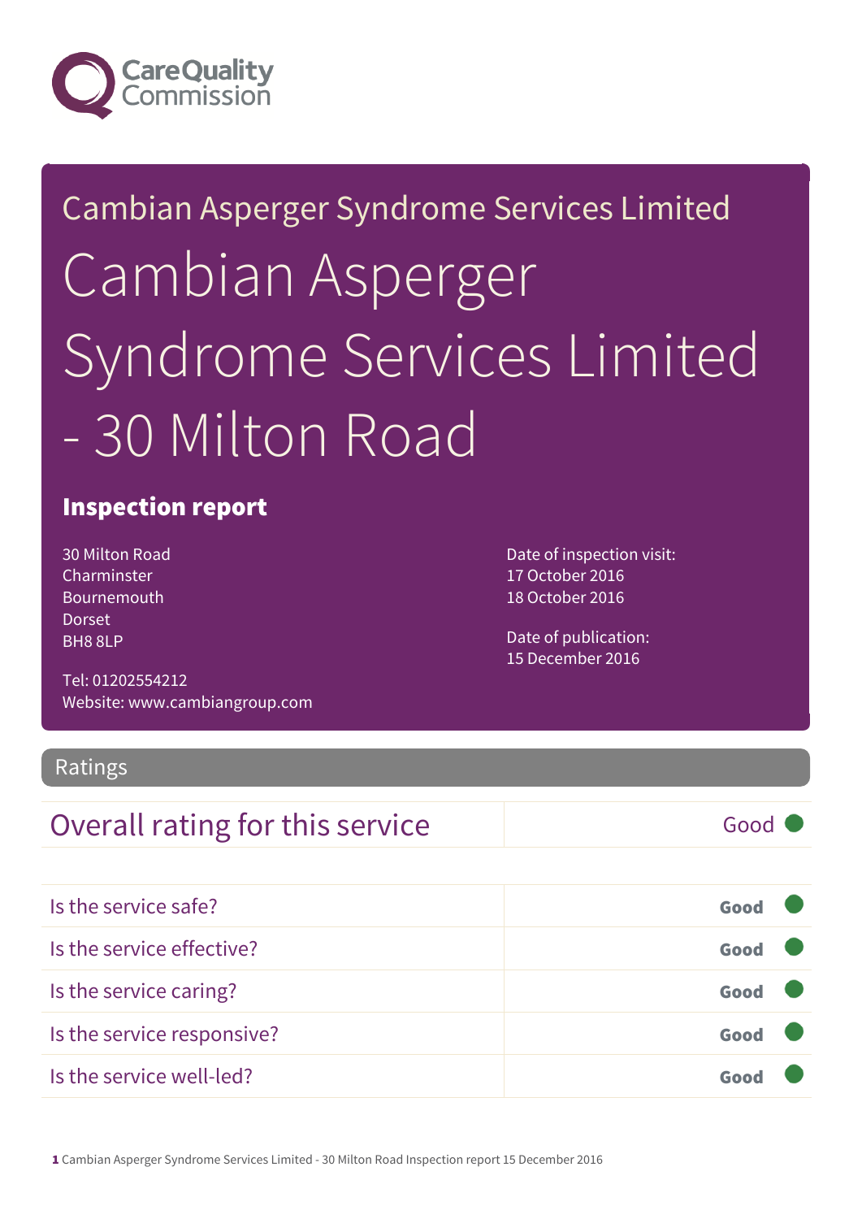Care Quality Commission

Cambian Asperger Syndrome Services Limited

# Cambian Asperger Syndrome Services Limited - 30 Milton Road

## Inspection report

30 Milton Road
Charminster
Bournemouth
Dorset
BH8 8LP

Tel: 01202554212
Website: www.cambiangroup.com

Date of inspection visit:
17 October 2016
18 October 2016

Date of publication:
15 December 2016

## Ratings

| Overall rating for this service | Good |
|---|---|

| | |
|---|---|
| Is the service safe? | **Good** |
| Is the service effective? | **Good** |
| Is the service caring? | **Good** |
| Is the service responsive? | **Good** |
| Is the service well-led? | **Good** |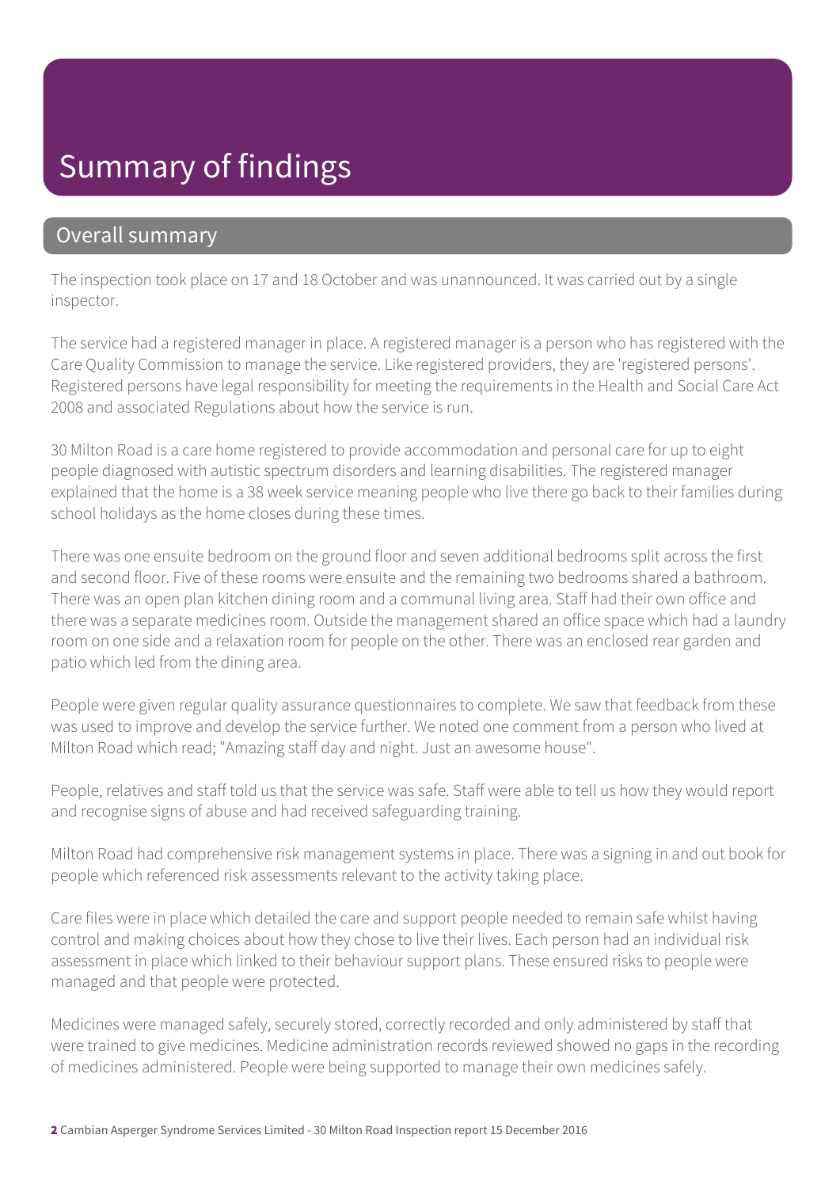# Summary of findings

## Overall summary

The inspection took place on 17 and 18 October and was unannounced. It was carried out by a single inspector.

The service had a registered manager in place. A registered manager is a person who has registered with the Care Quality Commission to manage the service. Like registered providers, they are 'registered persons'. Registered persons have legal responsibility for meeting the requirements in the Health and Social Care Act 2008 and associated Regulations about how the service is run.

30 Milton Road is a care home registered to provide accommodation and personal care for up to eight people diagnosed with autistic spectrum disorders and learning disabilities. The registered manager explained that the home is a 38 week service meaning people who live there go back to their families during school holidays as the home closes during these times.

There was one ensuite bedroom on the ground floor and seven additional bedrooms split across the first and second floor. Five of these rooms were ensuite and the remaining two bedrooms shared a bathroom. There was an open plan kitchen dining room and a communal living area. Staff had their own office and there was a separate medicines room. Outside the management shared an office space which had a laundry room on one side and a relaxation room for people on the other. There was an enclosed rear garden and patio which led from the dining area.

People were given regular quality assurance questionnaires to complete. We saw that feedback from these was used to improve and develop the service further. We noted one comment from a person who lived at Milton Road which read; "Amazing staff day and night. Just an awesome house".

People, relatives and staff told us that the service was safe. Staff were able to tell us how they would report and recognise signs of abuse and had received safeguarding training.

Milton Road had comprehensive risk management systems in place. There was a signing in and out book for people which referenced risk assessments relevant to the activity taking place.

Care files were in place which detailed the care and support people needed to remain safe whilst having control and making choices about how they chose to live their lives. Each person had an individual risk assessment in place which linked to their behaviour support plans. These ensured risks to people were managed and that people were protected.

Medicines were managed safely, securely stored, correctly recorded and only administered by staff that were trained to give medicines. Medicine administration records reviewed showed no gaps in the recording of medicines administered. People were being supported to manage their own medicines safely.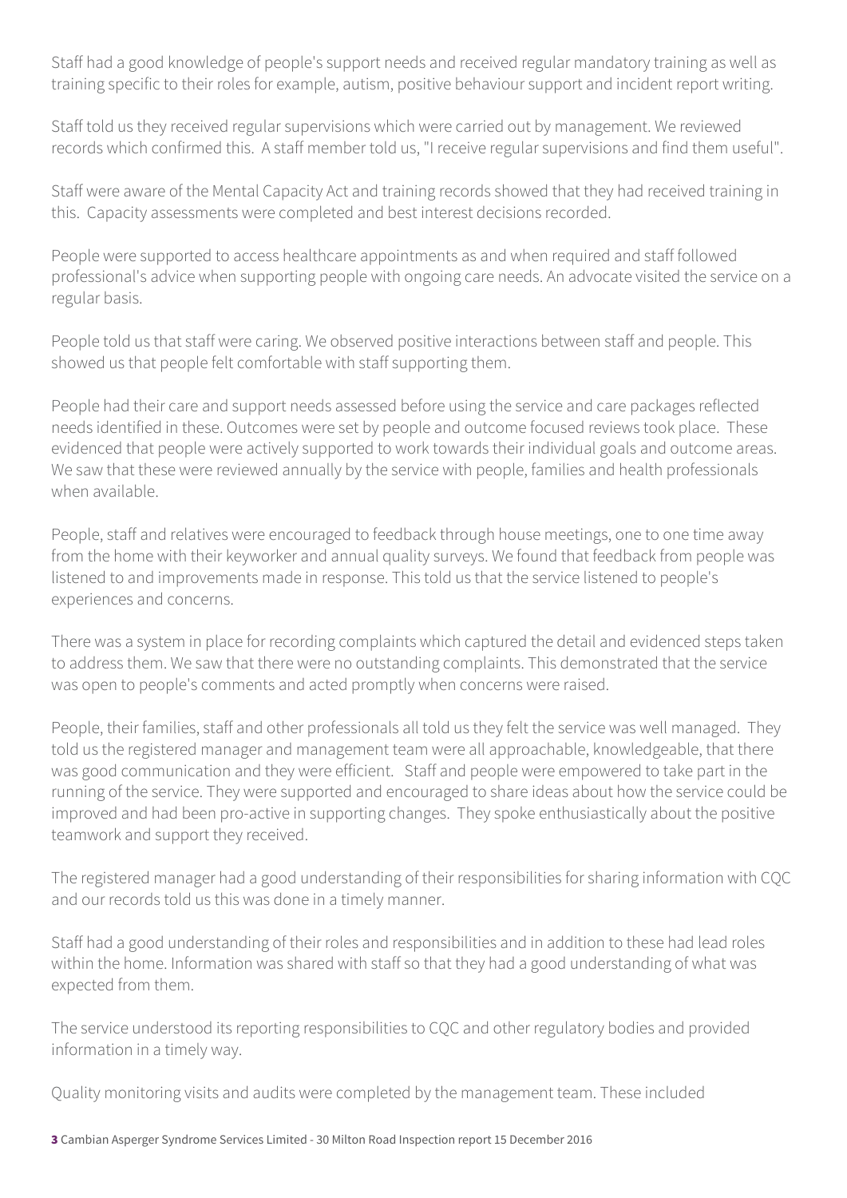Staff had a good knowledge of people's support needs and received regular mandatory training as well as training specific to their roles for example, autism, positive behaviour support and incident report writing.

Staff told us they received regular supervisions which were carried out by management. We reviewed records which confirmed this. A staff member told us, "I receive regular supervisions and find them useful".

Staff were aware of the Mental Capacity Act and training records showed that they had received training in this. Capacity assessments were completed and best interest decisions recorded.

People were supported to access healthcare appointments as and when required and staff followed professional's advice when supporting people with ongoing care needs. An advocate visited the service on a regular basis.

People told us that staff were caring. We observed positive interactions between staff and people. This showed us that people felt comfortable with staff supporting them.

People had their care and support needs assessed before using the service and care packages reflected needs identified in these. Outcomes were set by people and outcome focused reviews took place. These evidenced that people were actively supported to work towards their individual goals and outcome areas. We saw that these were reviewed annually by the service with people, families and health professionals when available.

People, staff and relatives were encouraged to feedback through house meetings, one to one time away from the home with their keyworker and annual quality surveys. We found that feedback from people was listened to and improvements made in response. This told us that the service listened to people's experiences and concerns.

There was a system in place for recording complaints which captured the detail and evidenced steps taken to address them. We saw that there were no outstanding complaints. This demonstrated that the service was open to people's comments and acted promptly when concerns were raised.

People, their families, staff and other professionals all told us they felt the service was well managed. They told us the registered manager and management team were all approachable, knowledgeable, that there was good communication and they were efficient. Staff and people were empowered to take part in the running of the service. They were supported and encouraged to share ideas about how the service could be improved and had been pro-active in supporting changes. They spoke enthusiastically about the positive teamwork and support they received.

The registered manager had a good understanding of their responsibilities for sharing information with CQC and our records told us this was done in a timely manner.

Staff had a good understanding of their roles and responsibilities and in addition to these had lead roles within the home. Information was shared with staff so that they had a good understanding of what was expected from them.

The service understood its reporting responsibilities to CQC and other regulatory bodies and provided information in a timely way.

Quality monitoring visits and audits were completed by the management team. These included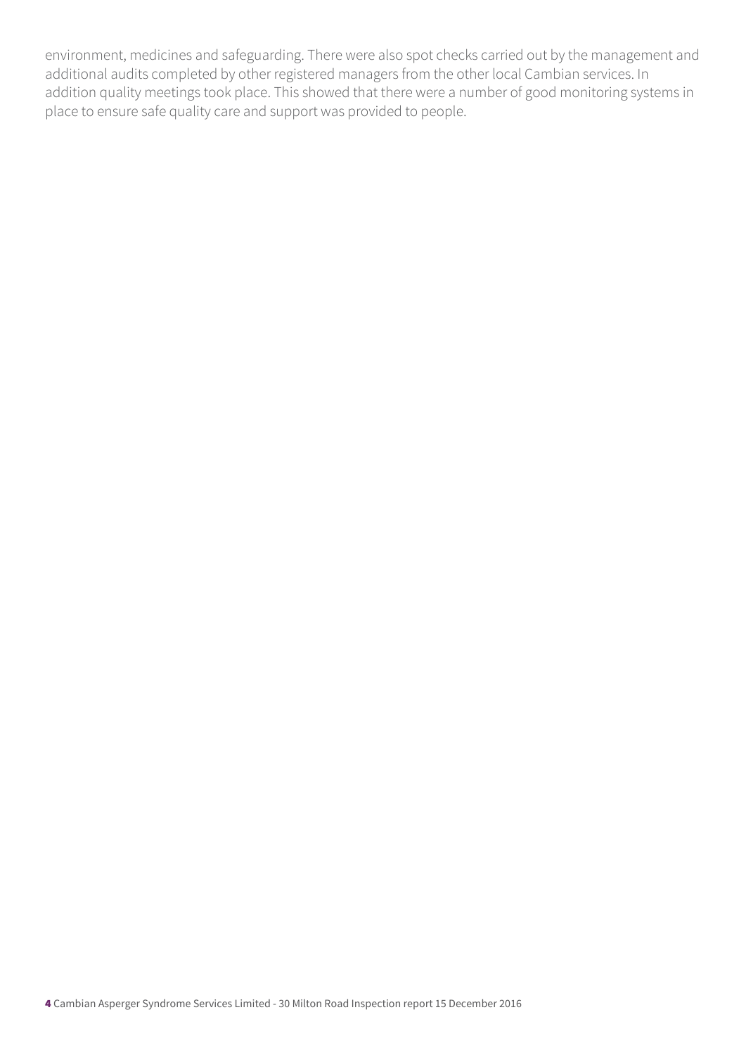environment, medicines and safeguarding. There were also spot checks carried out by the management and additional audits completed by other registered managers from the other local Cambian services. In addition quality meetings took place. This showed that there were a number of good monitoring systems in place to ensure safe quality care and support was provided to people.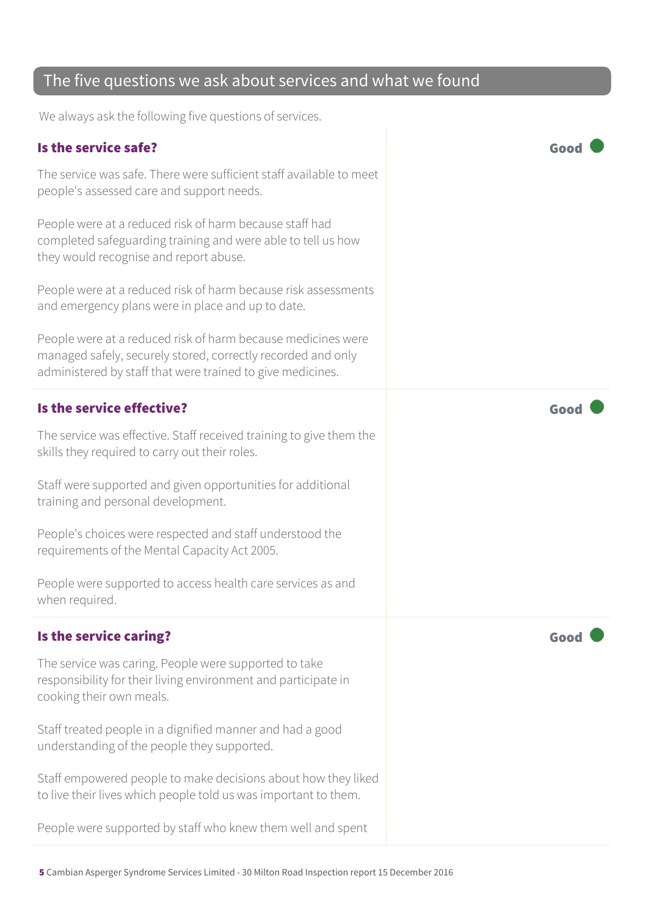## The five questions we ask about services and what we found

We always ask the following five questions of services.

### Is the service safe?

**Good**

The service was safe. There were sufficient staff available to meet people's assessed care and support needs.

People were at a reduced risk of harm because staff had completed safeguarding training and were able to tell us how they would recognise and report abuse.

People were at a reduced risk of harm because risk assessments and emergency plans were in place and up to date.

People were at a reduced risk of harm because medicines were managed safely, securely stored, correctly recorded and only administered by staff that were trained to give medicines.

### Is the service effective?

**Good**

The service was effective. Staff received training to give them the skills they required to carry out their roles.

Staff were supported and given opportunities for additional training and personal development.

People's choices were respected and staff understood the requirements of the Mental Capacity Act 2005.

People were supported to access health care services as and when required.

### Is the service caring?

**Good**

The service was caring. People were supported to take responsibility for their living environment and participate in cooking their own meals.

Staff treated people in a dignified manner and had a good understanding of the people they supported.

Staff empowered people to make decisions about how they liked to live their lives which people told us was important to them.

People were supported by staff who knew them well and spent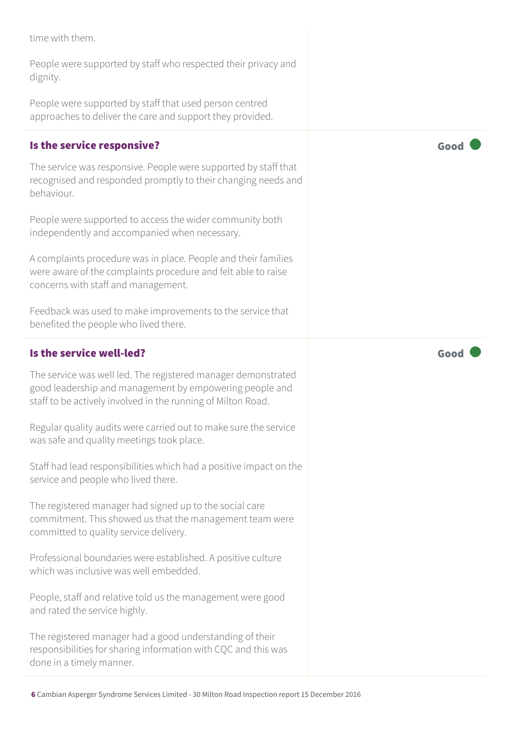time with them.

People were supported by staff who respected their privacy and dignity.

People were supported by staff that used person centred approaches to deliver the care and support they provided.

### Is the service responsive?

**Good**

The service was responsive. People were supported by staff that recognised and responded promptly to their changing needs and behaviour.

People were supported to access the wider community both independently and accompanied when necessary.

A complaints procedure was in place. People and their families were aware of the complaints procedure and felt able to raise concerns with staff and management.

Feedback was used to make improvements to the service that benefited the people who lived there.

### Is the service well-led?

**Good**

The service was well led. The registered manager demonstrated good leadership and management by empowering people and staff to be actively involved in the running of Milton Road.

Regular quality audits were carried out to make sure the service was safe and quality meetings took place.

Staff had lead responsibilities which had a positive impact on the service and people who lived there.

The registered manager had signed up to the social care commitment. This showed us that the management team were committed to quality service delivery.

Professional boundaries were established. A positive culture which was inclusive was well embedded.

People, staff and relative told us the management were good and rated the service highly.

The registered manager had a good understanding of their responsibilities for sharing information with CQC and this was done in a timely manner.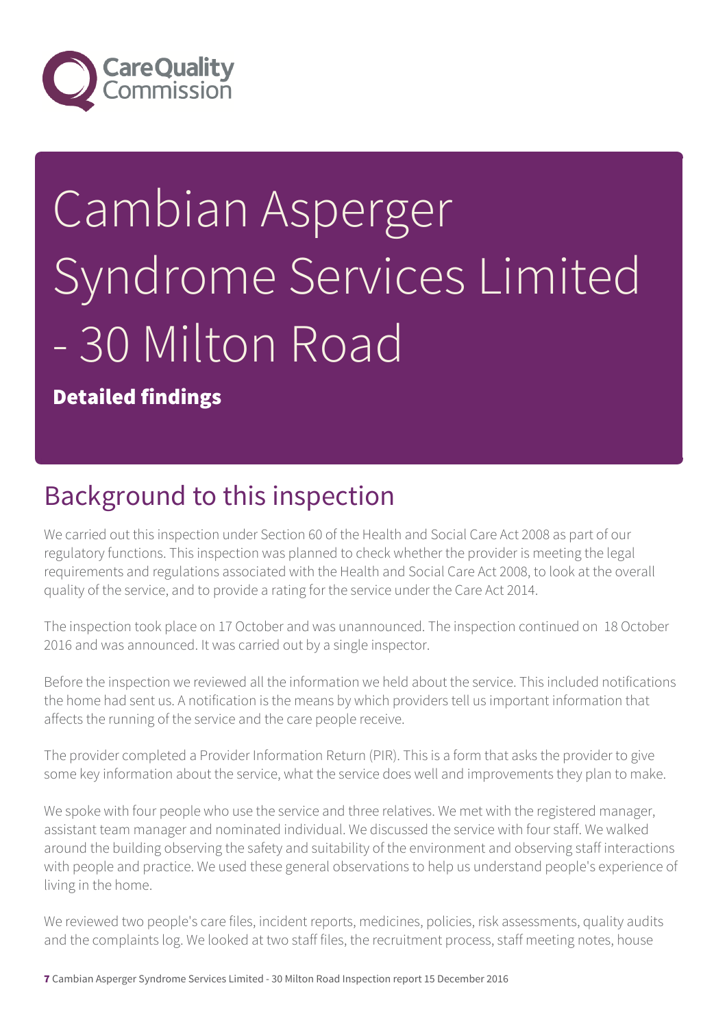# Cambian Asperger Syndrome Services Limited - 30 Milton Road

**Detailed findings**

## Background to this inspection

We carried out this inspection under Section 60 of the Health and Social Care Act 2008 as part of our regulatory functions. This inspection was planned to check whether the provider is meeting the legal requirements and regulations associated with the Health and Social Care Act 2008, to look at the overall quality of the service, and to provide a rating for the service under the Care Act 2014.

The inspection took place on 17 October and was unannounced. The inspection continued on 18 October 2016 and was announced. It was carried out by a single inspector.

Before the inspection we reviewed all the information we held about the service. This included notifications the home had sent us. A notification is the means by which providers tell us important information that affects the running of the service and the care people receive.

The provider completed a Provider Information Return (PIR). This is a form that asks the provider to give some key information about the service, what the service does well and improvements they plan to make.

We spoke with four people who use the service and three relatives. We met with the registered manager, assistant team manager and nominated individual. We discussed the service with four staff. We walked around the building observing the safety and suitability of the environment and observing staff interactions with people and practice. We used these general observations to help us understand people's experience of living in the home.

We reviewed two people's care files, incident reports, medicines, policies, risk assessments, quality audits and the complaints log. We looked at two staff files, the recruitment process, staff meeting notes, house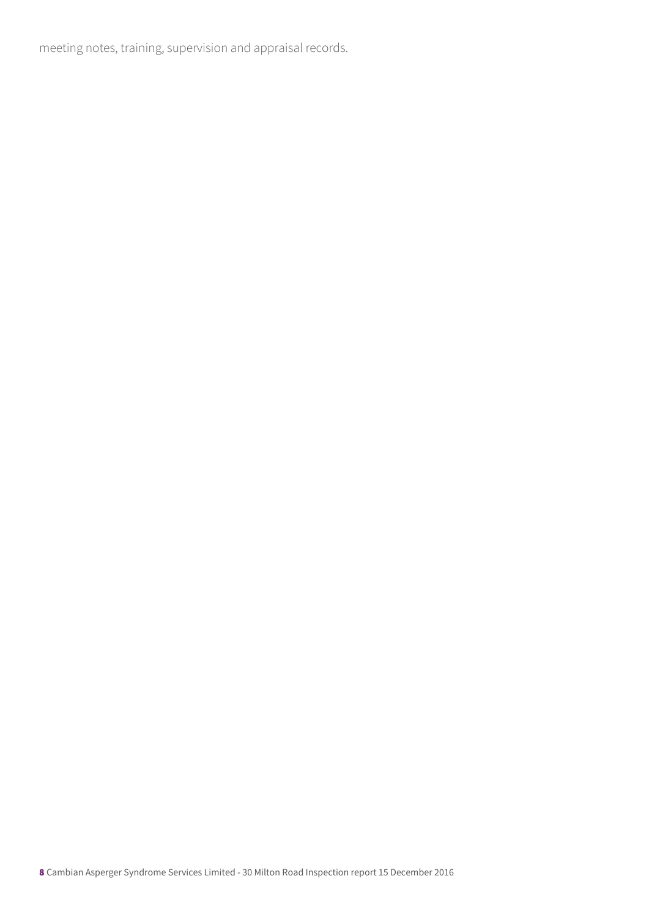meeting notes, training, supervision and appraisal records.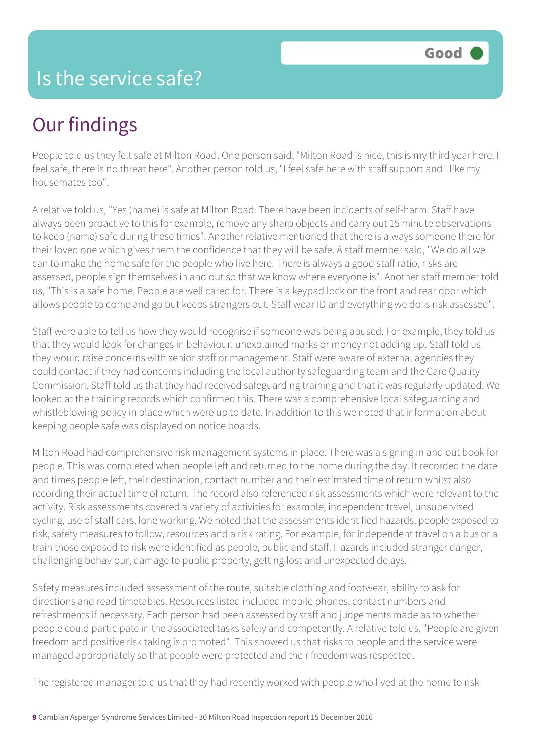# Is the service safe?

**Good**

## Our findings

People told us they felt safe at Milton Road. One person said, "Milton Road is nice, this is my third year here. I feel safe, there is no threat here". Another person told us, "I feel safe here with staff support and I like my housemates too".

A relative told us, "Yes (name) is safe at Milton Road. There have been incidents of self-harm. Staff have always been proactive to this for example, remove any sharp objects and carry out 15 minute observations to keep (name) safe during these times". Another relative mentioned that there is always someone there for their loved one which gives them the confidence that they will be safe. A staff member said, "We do all we can to make the home safe for the people who live here. There is always a good staff ratio, risks are assessed, people sign themselves in and out so that we know where everyone is". Another staff member told us, "This is a safe home. People are well cared for. There is a keypad lock on the front and rear door which allows people to come and go but keeps strangers out. Staff wear ID and everything we do is risk assessed".

Staff were able to tell us how they would recognise if someone was being abused. For example, they told us that they would look for changes in behaviour, unexplained marks or money not adding up. Staff told us they would raise concerns with senior staff or management. Staff were aware of external agencies they could contact if they had concerns including the local authority safeguarding team and the Care Quality Commission. Staff told us that they had received safeguarding training and that it was regularly updated. We looked at the training records which confirmed this. There was a comprehensive local safeguarding and whistleblowing policy in place which were up to date. In addition to this we noted that information about keeping people safe was displayed on notice boards.

Milton Road had comprehensive risk management systems in place. There was a signing in and out book for people. This was completed when people left and returned to the home during the day. It recorded the date and times people left, their destination, contact number and their estimated time of return whilst also recording their actual time of return. The record also referenced risk assessments which were relevant to the activity. Risk assessments covered a variety of activities for example, independent travel, unsupervised cycling, use of staff cars, lone working. We noted that the assessments identified hazards, people exposed to risk, safety measures to follow, resources and a risk rating. For example, for independent travel on a bus or a train those exposed to risk were identified as people, public and staff. Hazards included stranger danger, challenging behaviour, damage to public property, getting lost and unexpected delays.

Safety measures included assessment of the route, suitable clothing and footwear, ability to ask for directions and read timetables. Resources listed included mobile phones, contact numbers and refreshments if necessary. Each person had been assessed by staff and judgements made as to whether people could participate in the associated tasks safely and competently. A relative told us, "People are given freedom and positive risk taking is promoted". This showed us that risks to people and the service were managed appropriately so that people were protected and their freedom was respected.

The registered manager told us that they had recently worked with people who lived at the home to risk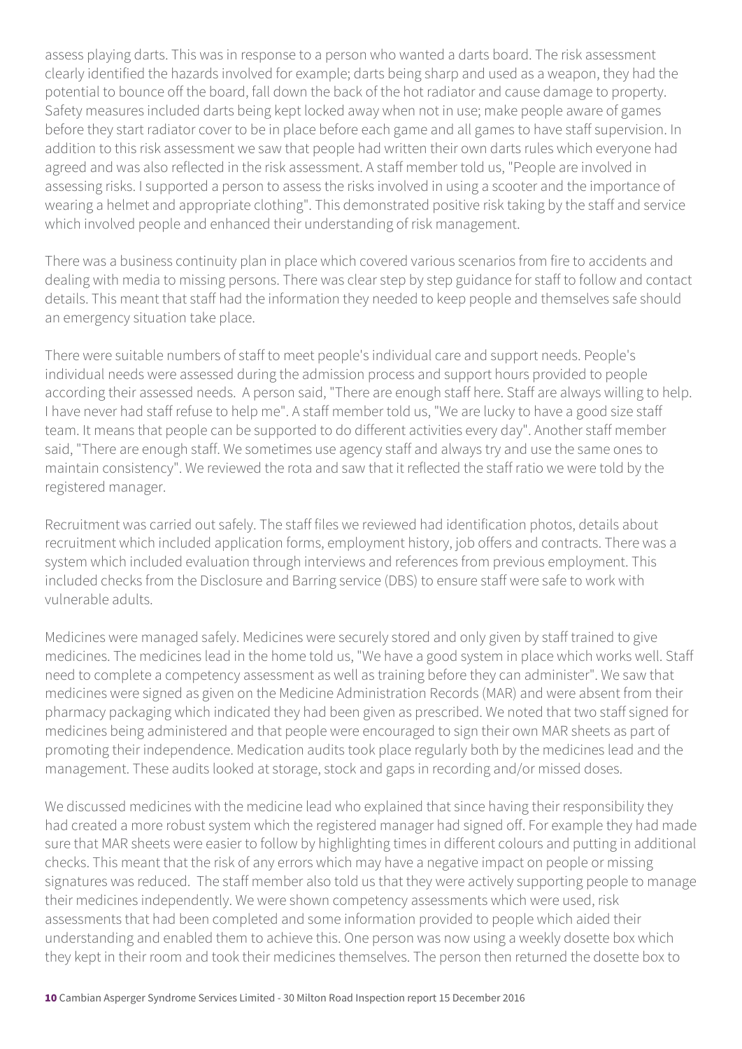assess playing darts. This was in response to a person who wanted a darts board. The risk assessment clearly identified the hazards involved for example; darts being sharp and used as a weapon, they had the potential to bounce off the board, fall down the back of the hot radiator and cause damage to property. Safety measures included darts being kept locked away when not in use; make people aware of games before they start radiator cover to be in place before each game and all games to have staff supervision. In addition to this risk assessment we saw that people had written their own darts rules which everyone had agreed and was also reflected in the risk assessment. A staff member told us, "People are involved in assessing risks. I supported a person to assess the risks involved in using a scooter and the importance of wearing a helmet and appropriate clothing". This demonstrated positive risk taking by the staff and service which involved people and enhanced their understanding of risk management.

There was a business continuity plan in place which covered various scenarios from fire to accidents and dealing with media to missing persons. There was clear step by step guidance for staff to follow and contact details. This meant that staff had the information they needed to keep people and themselves safe should an emergency situation take place.

There were suitable numbers of staff to meet people's individual care and support needs. People's individual needs were assessed during the admission process and support hours provided to people according their assessed needs. A person said, "There are enough staff here. Staff are always willing to help. I have never had staff refuse to help me". A staff member told us, "We are lucky to have a good size staff team. It means that people can be supported to do different activities every day". Another staff member said, "There are enough staff. We sometimes use agency staff and always try and use the same ones to maintain consistency". We reviewed the rota and saw that it reflected the staff ratio we were told by the registered manager.

Recruitment was carried out safely. The staff files we reviewed had identification photos, details about recruitment which included application forms, employment history, job offers and contracts. There was a system which included evaluation through interviews and references from previous employment. This included checks from the Disclosure and Barring service (DBS) to ensure staff were safe to work with vulnerable adults.

Medicines were managed safely. Medicines were securely stored and only given by staff trained to give medicines. The medicines lead in the home told us, "We have a good system in place which works well. Staff need to complete a competency assessment as well as training before they can administer". We saw that medicines were signed as given on the Medicine Administration Records (MAR) and were absent from their pharmacy packaging which indicated they had been given as prescribed. We noted that two staff signed for medicines being administered and that people were encouraged to sign their own MAR sheets as part of promoting their independence. Medication audits took place regularly both by the medicines lead and the management. These audits looked at storage, stock and gaps in recording and/or missed doses.

We discussed medicines with the medicine lead who explained that since having their responsibility they had created a more robust system which the registered manager had signed off. For example they had made sure that MAR sheets were easier to follow by highlighting times in different colours and putting in additional checks. This meant that the risk of any errors which may have a negative impact on people or missing signatures was reduced. The staff member also told us that they were actively supporting people to manage their medicines independently. We were shown competency assessments which were used, risk assessments that had been completed and some information provided to people which aided their understanding and enabled them to achieve this. One person was now using a weekly dosette box which they kept in their room and took their medicines themselves. The person then returned the dosette box to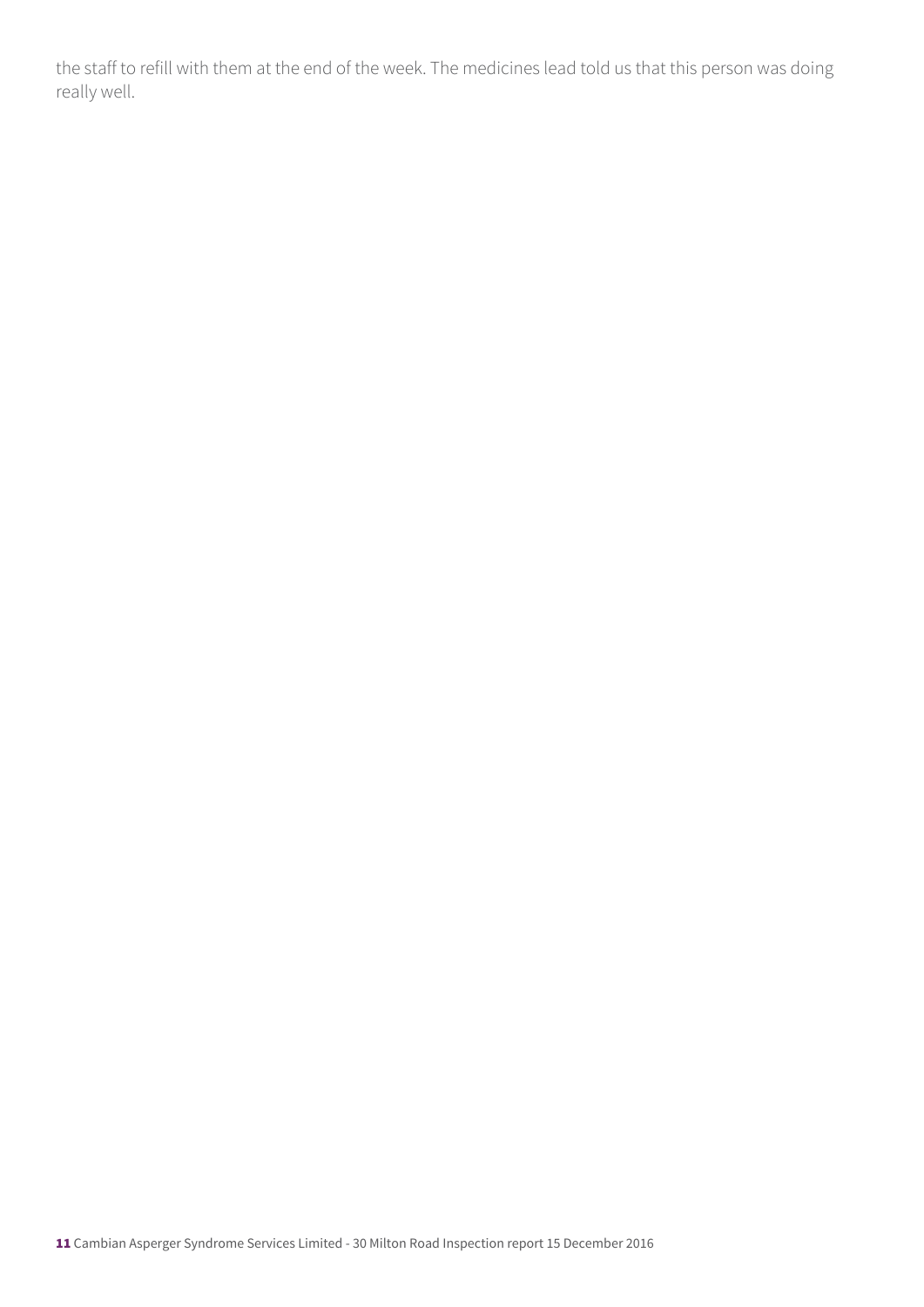the staff to refill with them at the end of the week. The medicines lead told us that this person was doing really well.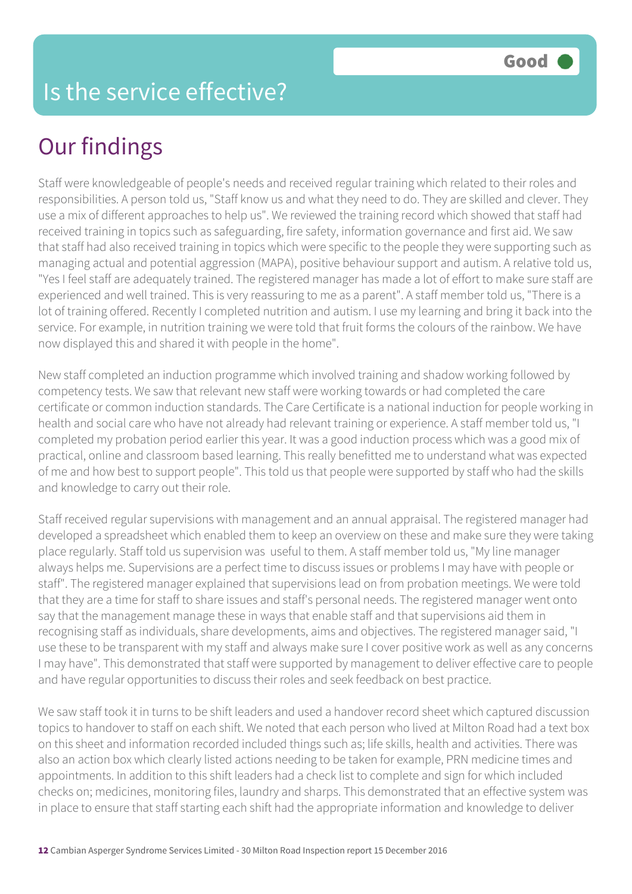# Is the service effective?

Good

## Our findings

Staff were knowledgeable of people's needs and received regular training which related to their roles and responsibilities. A person told us, "Staff know us and what they need to do. They are skilled and clever. They use a mix of different approaches to help us". We reviewed the training record which showed that staff had received training in topics such as safeguarding, fire safety, information governance and first aid. We saw that staff had also received training in topics which were specific to the people they were supporting such as managing actual and potential aggression (MAPA), positive behaviour support and autism. A relative told us, "Yes I feel staff are adequately trained. The registered manager has made a lot of effort to make sure staff are experienced and well trained. This is very reassuring to me as a parent". A staff member told us, "There is a lot of training offered. Recently I completed nutrition and autism. I use my learning and bring it back into the service. For example, in nutrition training we were told that fruit forms the colours of the rainbow. We have now displayed this and shared it with people in the home".

New staff completed an induction programme which involved training and shadow working followed by competency tests. We saw that relevant new staff were working towards or had completed the care certificate or common induction standards. The Care Certificate is a national induction for people working in health and social care who have not already had relevant training or experience. A staff member told us, "I completed my probation period earlier this year. It was a good induction process which was a good mix of practical, online and classroom based learning. This really benefitted me to understand what was expected of me and how best to support people". This told us that people were supported by staff who had the skills and knowledge to carry out their role.

Staff received regular supervisions with management and an annual appraisal. The registered manager had developed a spreadsheet which enabled them to keep an overview on these and make sure they were taking place regularly. Staff told us supervision was useful to them. A staff member told us, "My line manager always helps me. Supervisions are a perfect time to discuss issues or problems I may have with people or staff". The registered manager explained that supervisions lead on from probation meetings. We were told that they are a time for staff to share issues and staff's personal needs. The registered manager went onto say that the management manage these in ways that enable staff and that supervisions aid them in recognising staff as individuals, share developments, aims and objectives. The registered manager said, "I use these to be transparent with my staff and always make sure I cover positive work as well as any concerns I may have". This demonstrated that staff were supported by management to deliver effective care to people and have regular opportunities to discuss their roles and seek feedback on best practice.

We saw staff took it in turns to be shift leaders and used a handover record sheet which captured discussion topics to handover to staff on each shift. We noted that each person who lived at Milton Road had a text box on this sheet and information recorded included things such as; life skills, health and activities. There was also an action box which clearly listed actions needing to be taken for example, PRN medicine times and appointments. In addition to this shift leaders had a check list to complete and sign for which included checks on; medicines, monitoring files, laundry and sharps. This demonstrated that an effective system was in place to ensure that staff starting each shift had the appropriate information and knowledge to deliver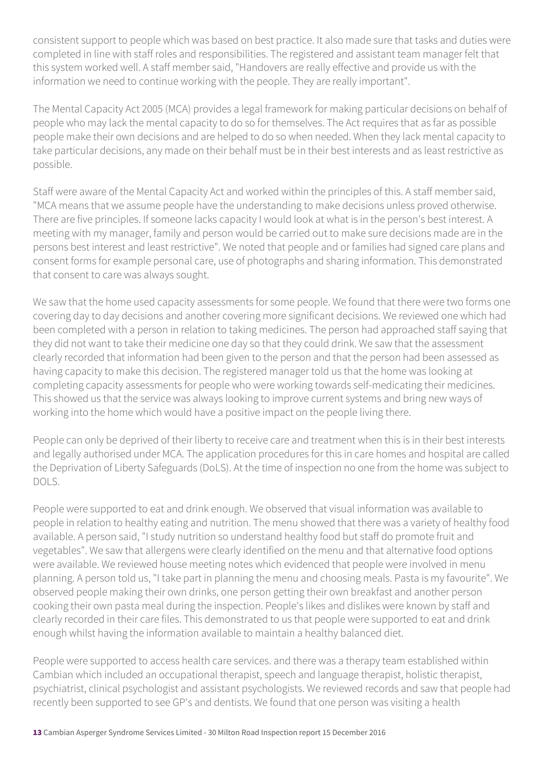consistent support to people which was based on best practice. It also made sure that tasks and duties were completed in line with staff roles and responsibilities. The registered and assistant team manager felt that this system worked well. A staff member said, "Handovers are really effective and provide us with the information we need to continue working with the people. They are really important".

The Mental Capacity Act 2005 (MCA) provides a legal framework for making particular decisions on behalf of people who may lack the mental capacity to do so for themselves. The Act requires that as far as possible people make their own decisions and are helped to do so when needed. When they lack mental capacity to take particular decisions, any made on their behalf must be in their best interests and as least restrictive as possible.

Staff were aware of the Mental Capacity Act and worked within the principles of this. A staff member said, "MCA means that we assume people have the understanding to make decisions unless proved otherwise. There are five principles. If someone lacks capacity I would look at what is in the person's best interest. A meeting with my manager, family and person would be carried out to make sure decisions made are in the persons best interest and least restrictive". We noted that people and or families had signed care plans and consent forms for example personal care, use of photographs and sharing information. This demonstrated that consent to care was always sought.

We saw that the home used capacity assessments for some people. We found that there were two forms one covering day to day decisions and another covering more significant decisions. We reviewed one which had been completed with a person in relation to taking medicines. The person had approached staff saying that they did not want to take their medicine one day so that they could drink. We saw that the assessment clearly recorded that information had been given to the person and that the person had been assessed as having capacity to make this decision. The registered manager told us that the home was looking at completing capacity assessments for people who were working towards self-medicating their medicines. This showed us that the service was always looking to improve current systems and bring new ways of working into the home which would have a positive impact on the people living there.

People can only be deprived of their liberty to receive care and treatment when this is in their best interests and legally authorised under MCA. The application procedures for this in care homes and hospital are called the Deprivation of Liberty Safeguards (DoLS). At the time of inspection no one from the home was subject to DOLS.

People were supported to eat and drink enough. We observed that visual information was available to people in relation to healthy eating and nutrition. The menu showed that there was a variety of healthy food available. A person said, "I study nutrition so understand healthy food but staff do promote fruit and vegetables". We saw that allergens were clearly identified on the menu and that alternative food options were available. We reviewed house meeting notes which evidenced that people were involved in menu planning. A person told us, "I take part in planning the menu and choosing meals. Pasta is my favourite". We observed people making their own drinks, one person getting their own breakfast and another person cooking their own pasta meal during the inspection. People's likes and dislikes were known by staff and clearly recorded in their care files. This demonstrated to us that people were supported to eat and drink enough whilst having the information available to maintain a healthy balanced diet.

People were supported to access health care services. and there was a therapy team established within Cambian which included an occupational therapist, speech and language therapist, holistic therapist, psychiatrist, clinical psychologist and assistant psychologists. We reviewed records and saw that people had recently been supported to see GP's and dentists. We found that one person was visiting a health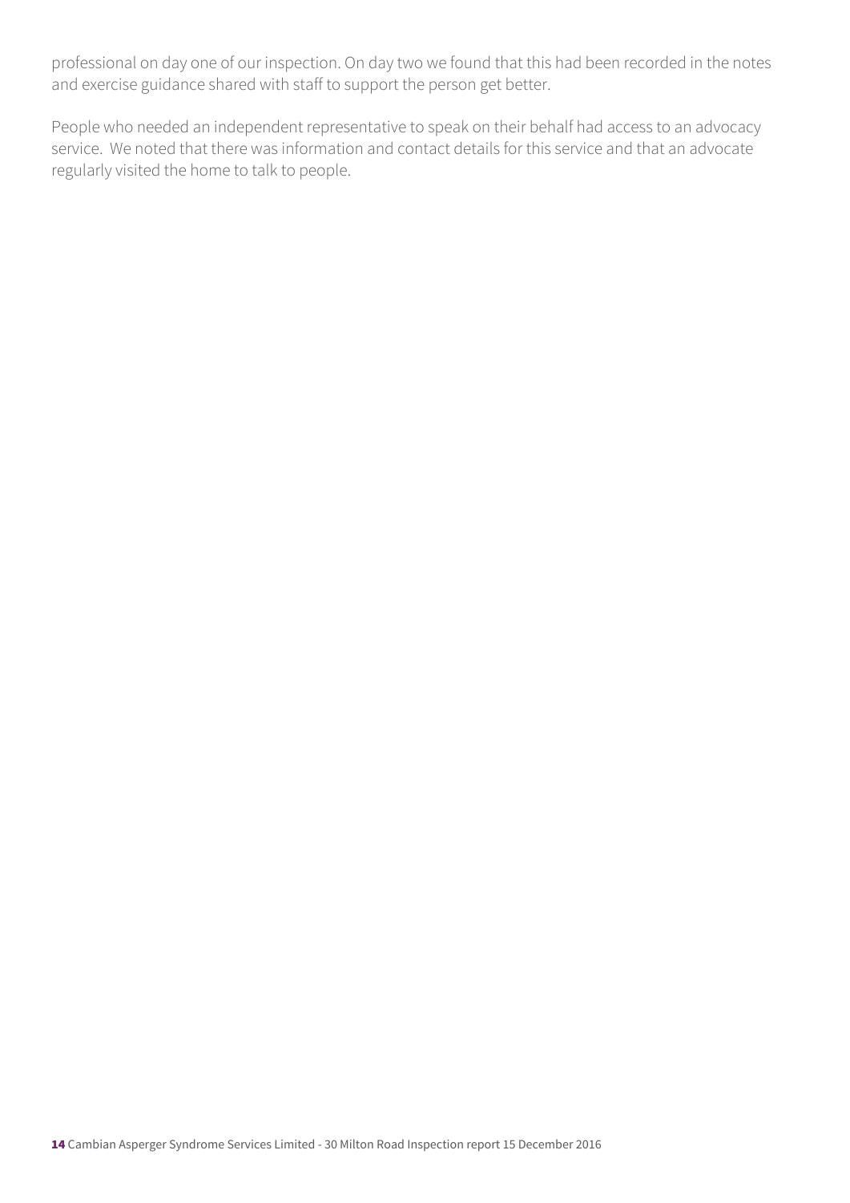professional on day one of our inspection. On day two we found that this had been recorded in the notes and exercise guidance shared with staff to support the person get better.

People who needed an independent representative to speak on their behalf had access to an advocacy service. We noted that there was information and contact details for this service and that an advocate regularly visited the home to talk to people.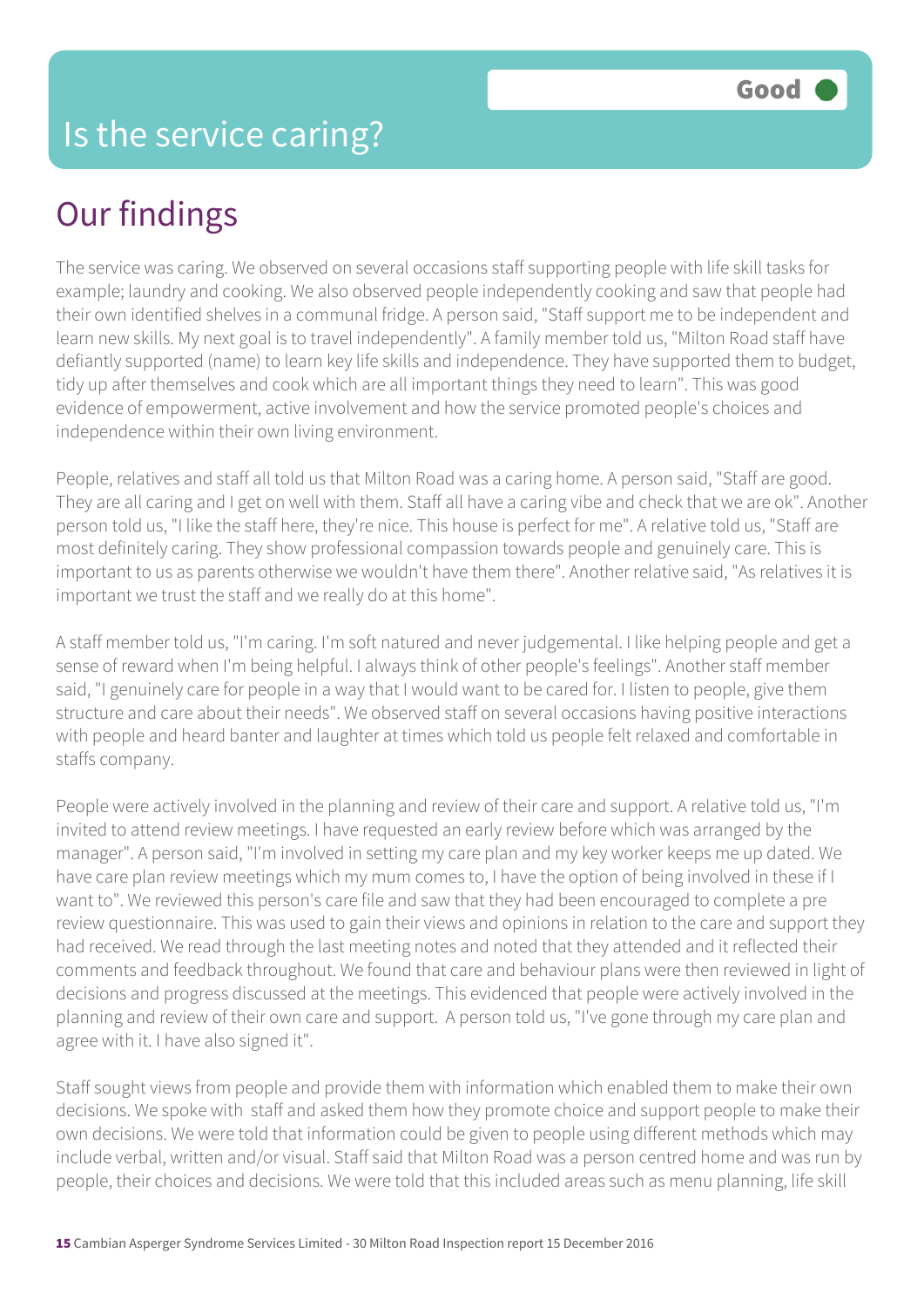# Is the service caring?

**Good**

## Our findings

The service was caring. We observed on several occasions staff supporting people with life skill tasks for example; laundry and cooking. We also observed people independently cooking and saw that people had their own identified shelves in a communal fridge. A person said, "Staff support me to be independent and learn new skills. My next goal is to travel independently". A family member told us, "Milton Road staff have defiantly supported (name) to learn key life skills and independence. They have supported them to budget, tidy up after themselves and cook which are all important things they need to learn". This was good evidence of empowerment, active involvement and how the service promoted people's choices and independence within their own living environment.

People, relatives and staff all told us that Milton Road was a caring home. A person said, "Staff are good. They are all caring and I get on well with them. Staff all have a caring vibe and check that we are ok". Another person told us, "I like the staff here, they're nice. This house is perfect for me". A relative told us, "Staff are most definitely caring. They show professional compassion towards people and genuinely care. This is important to us as parents otherwise we wouldn't have them there". Another relative said, "As relatives it is important we trust the staff and we really do at this home".

A staff member told us, "I'm caring. I'm soft natured and never judgemental. I like helping people and get a sense of reward when I'm being helpful. I always think of other people's feelings". Another staff member said, "I genuinely care for people in a way that I would want to be cared for. I listen to people, give them structure and care about their needs". We observed staff on several occasions having positive interactions with people and heard banter and laughter at times which told us people felt relaxed and comfortable in staffs company.

People were actively involved in the planning and review of their care and support. A relative told us, "I'm invited to attend review meetings. I have requested an early review before which was arranged by the manager". A person said, "I'm involved in setting my care plan and my key worker keeps me up dated. We have care plan review meetings which my mum comes to, I have the option of being involved in these if I want to". We reviewed this person's care file and saw that they had been encouraged to complete a pre review questionnaire. This was used to gain their views and opinions in relation to the care and support they had received. We read through the last meeting notes and noted that they attended and it reflected their comments and feedback throughout. We found that care and behaviour plans were then reviewed in light of decisions and progress discussed at the meetings. This evidenced that people were actively involved in the planning and review of their own care and support. A person told us, "I've gone through my care plan and agree with it. I have also signed it".

Staff sought views from people and provide them with information which enabled them to make their own decisions. We spoke with staff and asked them how they promote choice and support people to make their own decisions. We were told that information could be given to people using different methods which may include verbal, written and/or visual. Staff said that Milton Road was a person centred home and was run by people, their choices and decisions. We were told that this included areas such as menu planning, life skill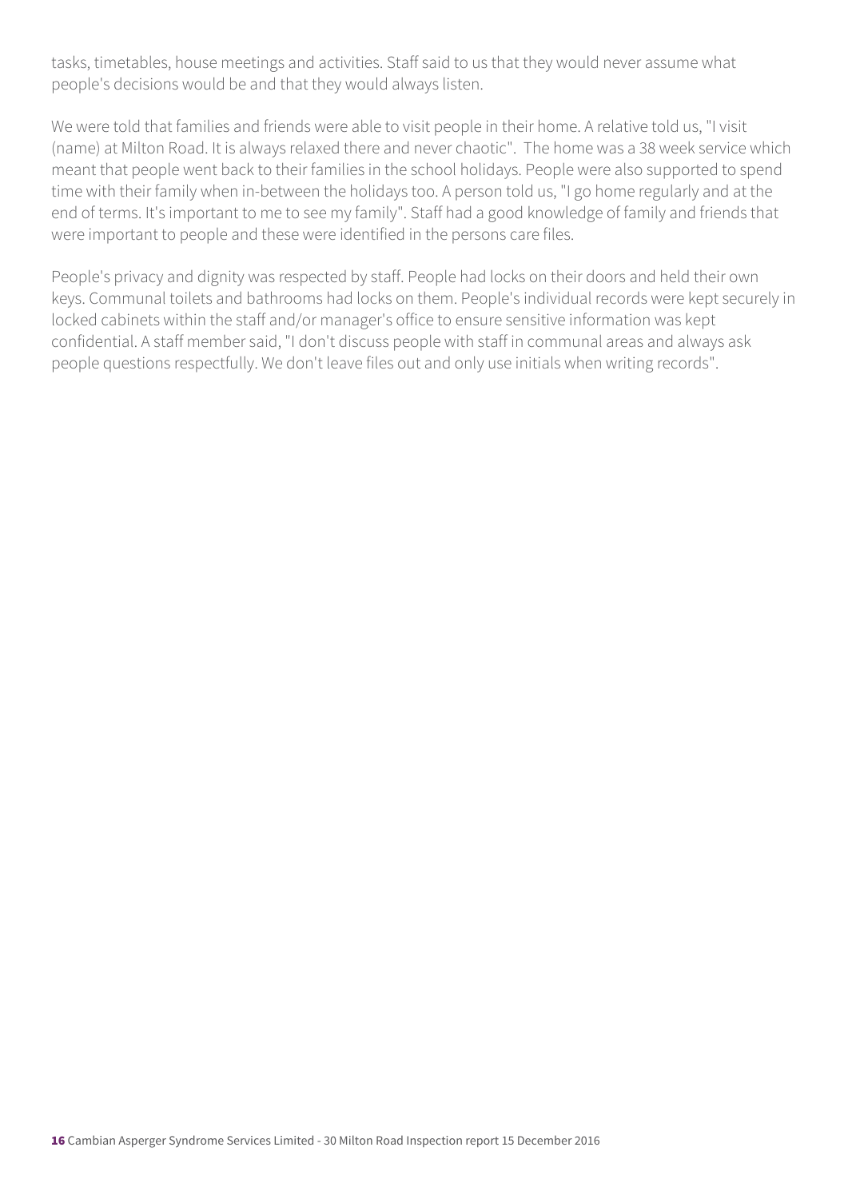tasks, timetables, house meetings and activities. Staff said to us that they would never assume what people's decisions would be and that they would always listen.

We were told that families and friends were able to visit people in their home. A relative told us, "I visit (name) at Milton Road. It is always relaxed there and never chaotic". The home was a 38 week service which meant that people went back to their families in the school holidays. People were also supported to spend time with their family when in-between the holidays too. A person told us, "I go home regularly and at the end of terms. It's important to me to see my family". Staff had a good knowledge of family and friends that were important to people and these were identified in the persons care files.

People's privacy and dignity was respected by staff. People had locks on their doors and held their own keys. Communal toilets and bathrooms had locks on them. People's individual records were kept securely in locked cabinets within the staff and/or manager's office to ensure sensitive information was kept confidential. A staff member said, "I don't discuss people with staff in communal areas and always ask people questions respectfully. We don't leave files out and only use initials when writing records".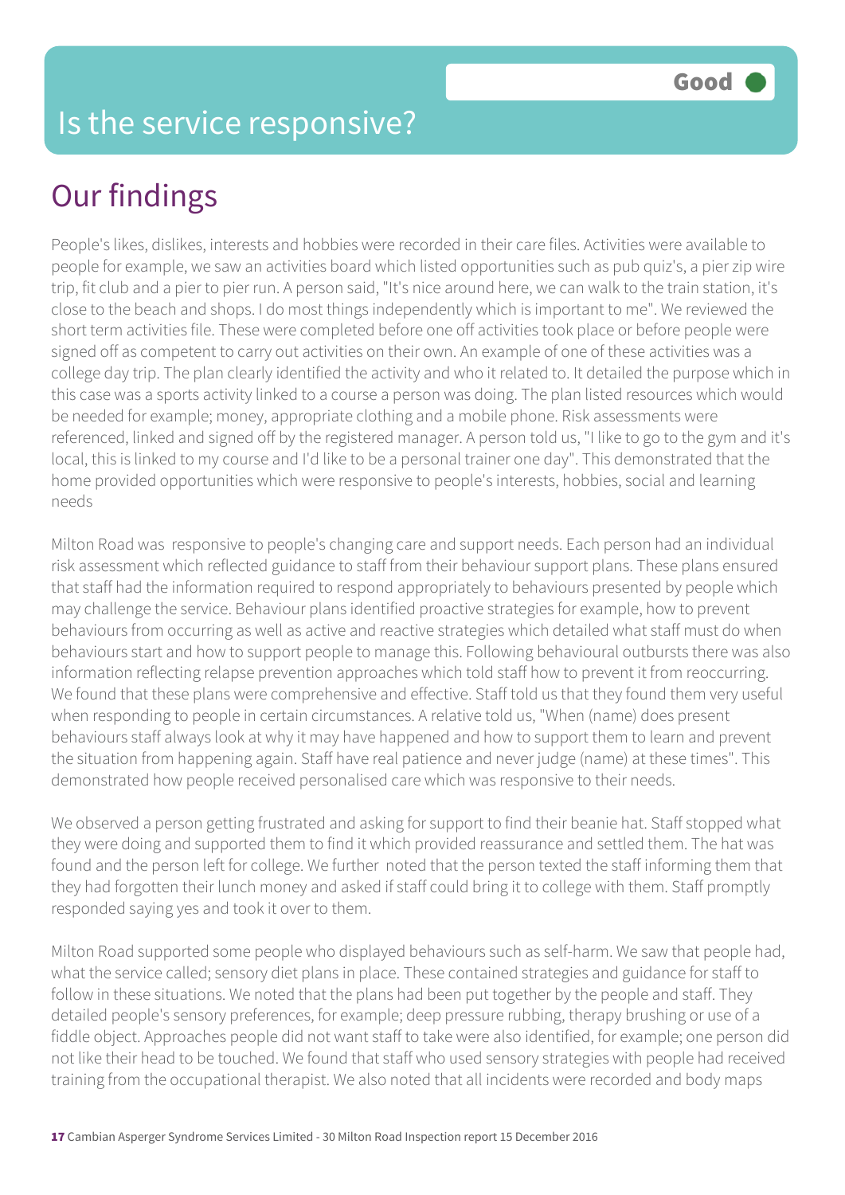# Is the service responsive?

Good

## Our findings

People's likes, dislikes, interests and hobbies were recorded in their care files. Activities were available to people for example, we saw an activities board which listed opportunities such as pub quiz's, a pier zip wire trip, fit club and a pier to pier run. A person said, "It's nice around here, we can walk to the train station, it's close to the beach and shops. I do most things independently which is important to me". We reviewed the short term activities file. These were completed before one off activities took place or before people were signed off as competent to carry out activities on their own. An example of one of these activities was a college day trip. The plan clearly identified the activity and who it related to. It detailed the purpose which in this case was a sports activity linked to a course a person was doing. The plan listed resources which would be needed for example; money, appropriate clothing and a mobile phone. Risk assessments were referenced, linked and signed off by the registered manager. A person told us, "I like to go to the gym and it's local, this is linked to my course and I'd like to be a personal trainer one day". This demonstrated that the home provided opportunities which were responsive to people's interests, hobbies, social and learning needs

Milton Road was responsive to people's changing care and support needs. Each person had an individual risk assessment which reflected guidance to staff from their behaviour support plans. These plans ensured that staff had the information required to respond appropriately to behaviours presented by people which may challenge the service. Behaviour plans identified proactive strategies for example, how to prevent behaviours from occurring as well as active and reactive strategies which detailed what staff must do when behaviours start and how to support people to manage this. Following behavioural outbursts there was also information reflecting relapse prevention approaches which told staff how to prevent it from reoccurring. We found that these plans were comprehensive and effective. Staff told us that they found them very useful when responding to people in certain circumstances. A relative told us, "When (name) does present behaviours staff always look at why it may have happened and how to support them to learn and prevent the situation from happening again. Staff have real patience and never judge (name) at these times". This demonstrated how people received personalised care which was responsive to their needs.

We observed a person getting frustrated and asking for support to find their beanie hat. Staff stopped what they were doing and supported them to find it which provided reassurance and settled them. The hat was found and the person left for college. We further noted that the person texted the staff informing them that they had forgotten their lunch money and asked if staff could bring it to college with them. Staff promptly responded saying yes and took it over to them.

Milton Road supported some people who displayed behaviours such as self-harm. We saw that people had, what the service called; sensory diet plans in place. These contained strategies and guidance for staff to follow in these situations. We noted that the plans had been put together by the people and staff. They detailed people's sensory preferences, for example; deep pressure rubbing, therapy brushing or use of a fiddle object. Approaches people did not want staff to take were also identified, for example; one person did not like their head to be touched. We found that staff who used sensory strategies with people had received training from the occupational therapist. We also noted that all incidents were recorded and body maps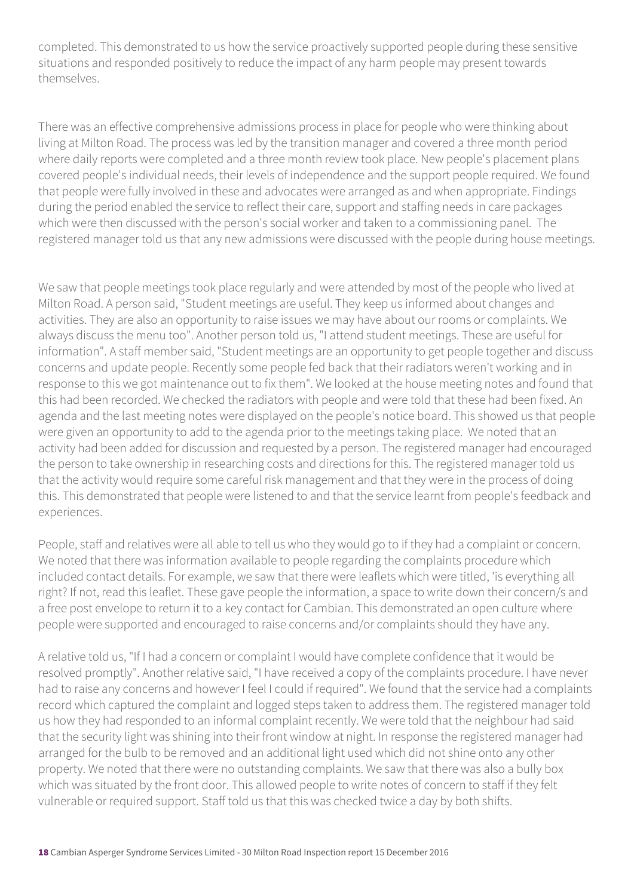completed. This demonstrated to us how the service proactively supported people during these sensitive situations and responded positively to reduce the impact of any harm people may present towards themselves.

There was an effective comprehensive admissions process in place for people who were thinking about living at Milton Road. The process was led by the transition manager and covered a three month period where daily reports were completed and a three month review took place. New people's placement plans covered people's individual needs, their levels of independence and the support people required. We found that people were fully involved in these and advocates were arranged as and when appropriate. Findings during the period enabled the service to reflect their care, support and staffing needs in care packages which were then discussed with the person's social worker and taken to a commissioning panel. The registered manager told us that any new admissions were discussed with the people during house meetings.

We saw that people meetings took place regularly and were attended by most of the people who lived at Milton Road. A person said, "Student meetings are useful. They keep us informed about changes and activities. They are also an opportunity to raise issues we may have about our rooms or complaints. We always discuss the menu too". Another person told us, "I attend student meetings. These are useful for information". A staff member said, "Student meetings are an opportunity to get people together and discuss concerns and update people. Recently some people fed back that their radiators weren't working and in response to this we got maintenance out to fix them". We looked at the house meeting notes and found that this had been recorded. We checked the radiators with people and were told that these had been fixed. An agenda and the last meeting notes were displayed on the people's notice board. This showed us that people were given an opportunity to add to the agenda prior to the meetings taking place. We noted that an activity had been added for discussion and requested by a person. The registered manager had encouraged the person to take ownership in researching costs and directions for this. The registered manager told us that the activity would require some careful risk management and that they were in the process of doing this. This demonstrated that people were listened to and that the service learnt from people's feedback and experiences.

People, staff and relatives were all able to tell us who they would go to if they had a complaint or concern. We noted that there was information available to people regarding the complaints procedure which included contact details. For example, we saw that there were leaflets which were titled, 'is everything all right? If not, read this leaflet. These gave people the information, a space to write down their concern/s and a free post envelope to return it to a key contact for Cambian. This demonstrated an open culture where people were supported and encouraged to raise concerns and/or complaints should they have any.

A relative told us, "If I had a concern or complaint I would have complete confidence that it would be resolved promptly". Another relative said, "I have received a copy of the complaints procedure. I have never had to raise any concerns and however I feel I could if required". We found that the service had a complaints record which captured the complaint and logged steps taken to address them. The registered manager told us how they had responded to an informal complaint recently. We were told that the neighbour had said that the security light was shining into their front window at night. In response the registered manager had arranged for the bulb to be removed and an additional light used which did not shine onto any other property. We noted that there were no outstanding complaints. We saw that there was also a bully box which was situated by the front door. This allowed people to write notes of concern to staff if they felt vulnerable or required support. Staff told us that this was checked twice a day by both shifts.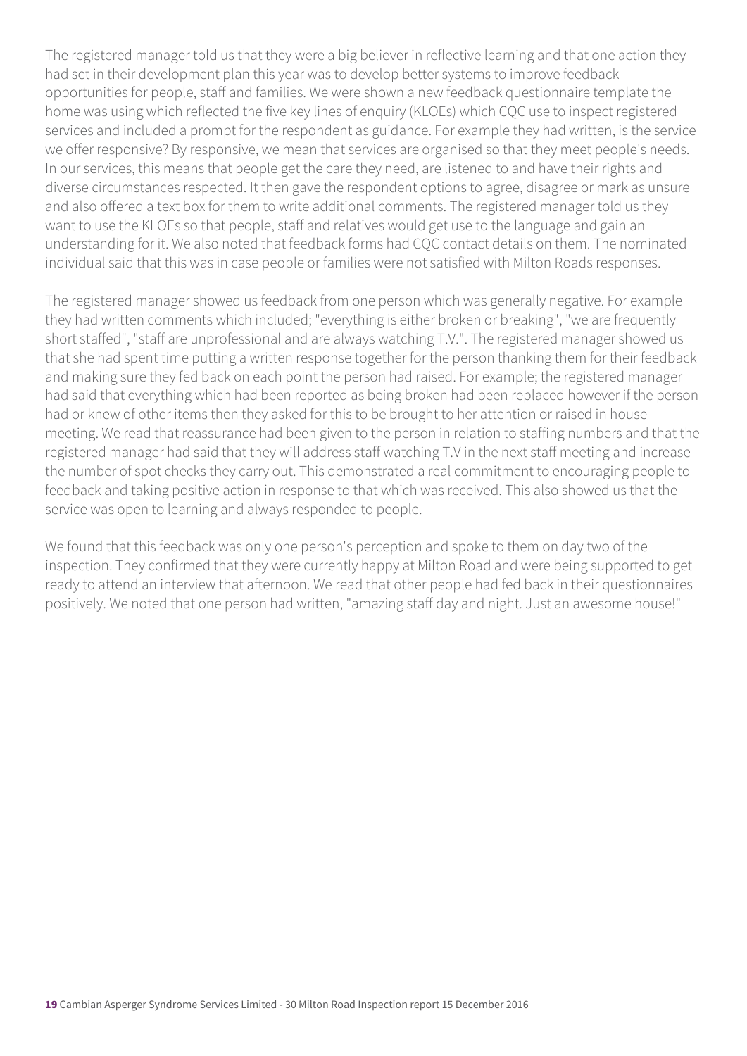The registered manager told us that they were a big believer in reflective learning and that one action they had set in their development plan this year was to develop better systems to improve feedback opportunities for people, staff and families. We were shown a new feedback questionnaire template the home was using which reflected the five key lines of enquiry (KLOEs) which CQC use to inspect registered services and included a prompt for the respondent as guidance. For example they had written, is the service we offer responsive? By responsive, we mean that services are organised so that they meet people's needs. In our services, this means that people get the care they need, are listened to and have their rights and diverse circumstances respected. It then gave the respondent options to agree, disagree or mark as unsure and also offered a text box for them to write additional comments. The registered manager told us they want to use the KLOEs so that people, staff and relatives would get use to the language and gain an understanding for it. We also noted that feedback forms had CQC contact details on them. The nominated individual said that this was in case people or families were not satisfied with Milton Roads responses.

The registered manager showed us feedback from one person which was generally negative. For example they had written comments which included; "everything is either broken or breaking", "we are frequently short staffed", "staff are unprofessional and are always watching T.V.". The registered manager showed us that she had spent time putting a written response together for the person thanking them for their feedback and making sure they fed back on each point the person had raised. For example; the registered manager had said that everything which had been reported as being broken had been replaced however if the person had or knew of other items then they asked for this to be brought to her attention or raised in house meeting. We read that reassurance had been given to the person in relation to staffing numbers and that the registered manager had said that they will address staff watching T.V in the next staff meeting and increase the number of spot checks they carry out. This demonstrated a real commitment to encouraging people to feedback and taking positive action in response to that which was received. This also showed us that the service was open to learning and always responded to people.

We found that this feedback was only one person's perception and spoke to them on day two of the inspection. They confirmed that they were currently happy at Milton Road and were being supported to get ready to attend an interview that afternoon. We read that other people had fed back in their questionnaires positively. We noted that one person had written, "amazing staff day and night. Just an awesome house!"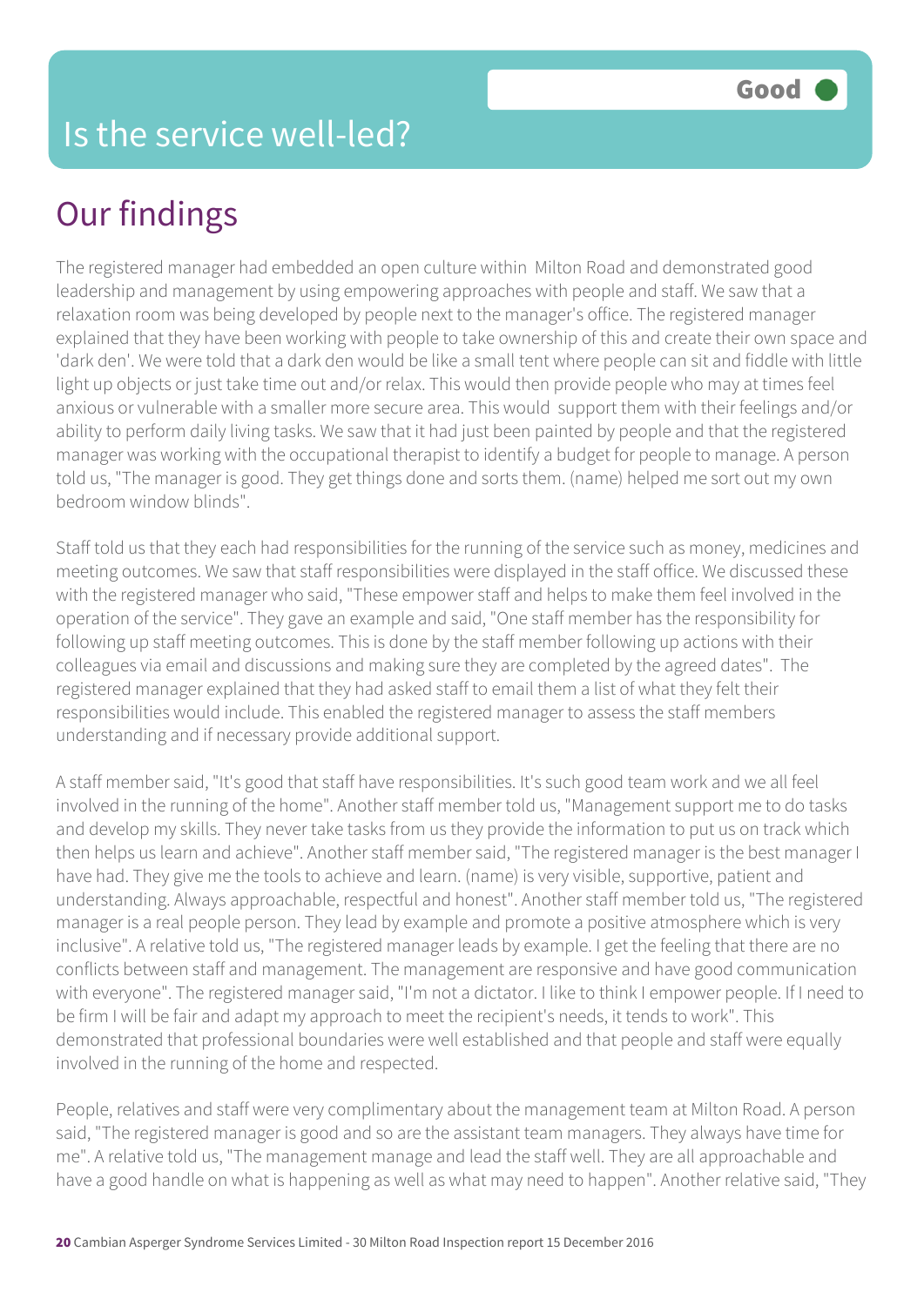# Is the service well-led?

Good

## Our findings

The registered manager had embedded an open culture within Milton Road and demonstrated good leadership and management by using empowering approaches with people and staff. We saw that a relaxation room was being developed by people next to the manager's office. The registered manager explained that they have been working with people to take ownership of this and create their own space and 'dark den'. We were told that a dark den would be like a small tent where people can sit and fiddle with little light up objects or just take time out and/or relax. This would then provide people who may at times feel anxious or vulnerable with a smaller more secure area. This would support them with their feelings and/or ability to perform daily living tasks. We saw that it had just been painted by people and that the registered manager was working with the occupational therapist to identify a budget for people to manage. A person told us, "The manager is good. They get things done and sorts them. (name) helped me sort out my own bedroom window blinds".

Staff told us that they each had responsibilities for the running of the service such as money, medicines and meeting outcomes. We saw that staff responsibilities were displayed in the staff office. We discussed these with the registered manager who said, "These empower staff and helps to make them feel involved in the operation of the service". They gave an example and said, "One staff member has the responsibility for following up staff meeting outcomes. This is done by the staff member following up actions with their colleagues via email and discussions and making sure they are completed by the agreed dates". The registered manager explained that they had asked staff to email them a list of what they felt their responsibilities would include. This enabled the registered manager to assess the staff members understanding and if necessary provide additional support.

A staff member said, "It's good that staff have responsibilities. It's such good team work and we all feel involved in the running of the home". Another staff member told us, "Management support me to do tasks and develop my skills. They never take tasks from us they provide the information to put us on track which then helps us learn and achieve". Another staff member said, "The registered manager is the best manager I have had. They give me the tools to achieve and learn. (name) is very visible, supportive, patient and understanding. Always approachable, respectful and honest". Another staff member told us, "The registered manager is a real people person. They lead by example and promote a positive atmosphere which is very inclusive". A relative told us, "The registered manager leads by example. I get the feeling that there are no conflicts between staff and management. The management are responsive and have good communication with everyone". The registered manager said, "I'm not a dictator. I like to think I empower people. If I need to be firm I will be fair and adapt my approach to meet the recipient's needs, it tends to work". This demonstrated that professional boundaries were well established and that people and staff were equally involved in the running of the home and respected.

People, relatives and staff were very complimentary about the management team at Milton Road. A person said, "The registered manager is good and so are the assistant team managers. They always have time for me". A relative told us, "The management manage and lead the staff well. They are all approachable and have a good handle on what is happening as well as what may need to happen". Another relative said, "They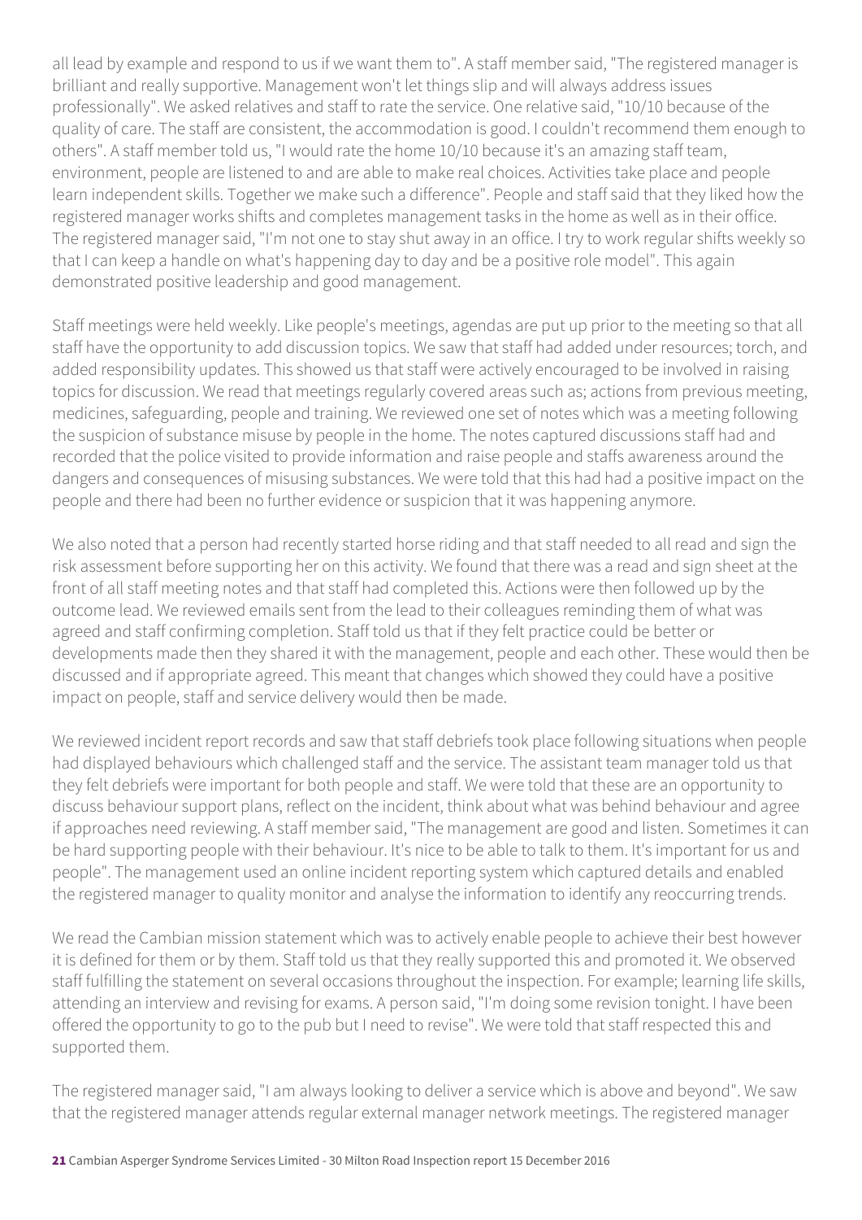all lead by example and respond to us if we want them to". A staff member said, "The registered manager is brilliant and really supportive. Management won't let things slip and will always address issues professionally". We asked relatives and staff to rate the service. One relative said, "10/10 because of the quality of care. The staff are consistent, the accommodation is good. I couldn't recommend them enough to others". A staff member told us, "I would rate the home 10/10 because it's an amazing staff team, environment, people are listened to and are able to make real choices. Activities take place and people learn independent skills. Together we make such a difference". People and staff said that they liked how the registered manager works shifts and completes management tasks in the home as well as in their office. The registered manager said, "I'm not one to stay shut away in an office. I try to work regular shifts weekly so that I can keep a handle on what's happening day to day and be a positive role model". This again demonstrated positive leadership and good management.

Staff meetings were held weekly. Like people's meetings, agendas are put up prior to the meeting so that all staff have the opportunity to add discussion topics. We saw that staff had added under resources; torch, and added responsibility updates. This showed us that staff were actively encouraged to be involved in raising topics for discussion. We read that meetings regularly covered areas such as; actions from previous meeting, medicines, safeguarding, people and training. We reviewed one set of notes which was a meeting following the suspicion of substance misuse by people in the home. The notes captured discussions staff had and recorded that the police visited to provide information and raise people and staffs awareness around the dangers and consequences of misusing substances. We were told that this had had a positive impact on the people and there had been no further evidence or suspicion that it was happening anymore.

We also noted that a person had recently started horse riding and that staff needed to all read and sign the risk assessment before supporting her on this activity. We found that there was a read and sign sheet at the front of all staff meeting notes and that staff had completed this. Actions were then followed up by the outcome lead. We reviewed emails sent from the lead to their colleagues reminding them of what was agreed and staff confirming completion. Staff told us that if they felt practice could be better or developments made then they shared it with the management, people and each other. These would then be discussed and if appropriate agreed. This meant that changes which showed they could have a positive impact on people, staff and service delivery would then be made.

We reviewed incident report records and saw that staff debriefs took place following situations when people had displayed behaviours which challenged staff and the service. The assistant team manager told us that they felt debriefs were important for both people and staff. We were told that these are an opportunity to discuss behaviour support plans, reflect on the incident, think about what was behind behaviour and agree if approaches need reviewing. A staff member said, "The management are good and listen. Sometimes it can be hard supporting people with their behaviour. It's nice to be able to talk to them. It's important for us and people". The management used an online incident reporting system which captured details and enabled the registered manager to quality monitor and analyse the information to identify any reoccurring trends.

We read the Cambian mission statement which was to actively enable people to achieve their best however it is defined for them or by them. Staff told us that they really supported this and promoted it. We observed staff fulfilling the statement on several occasions throughout the inspection. For example; learning life skills, attending an interview and revising for exams. A person said, "I'm doing some revision tonight. I have been offered the opportunity to go to the pub but I need to revise". We were told that staff respected this and supported them.

The registered manager said, "I am always looking to deliver a service which is above and beyond". We saw that the registered manager attends regular external manager network meetings. The registered manager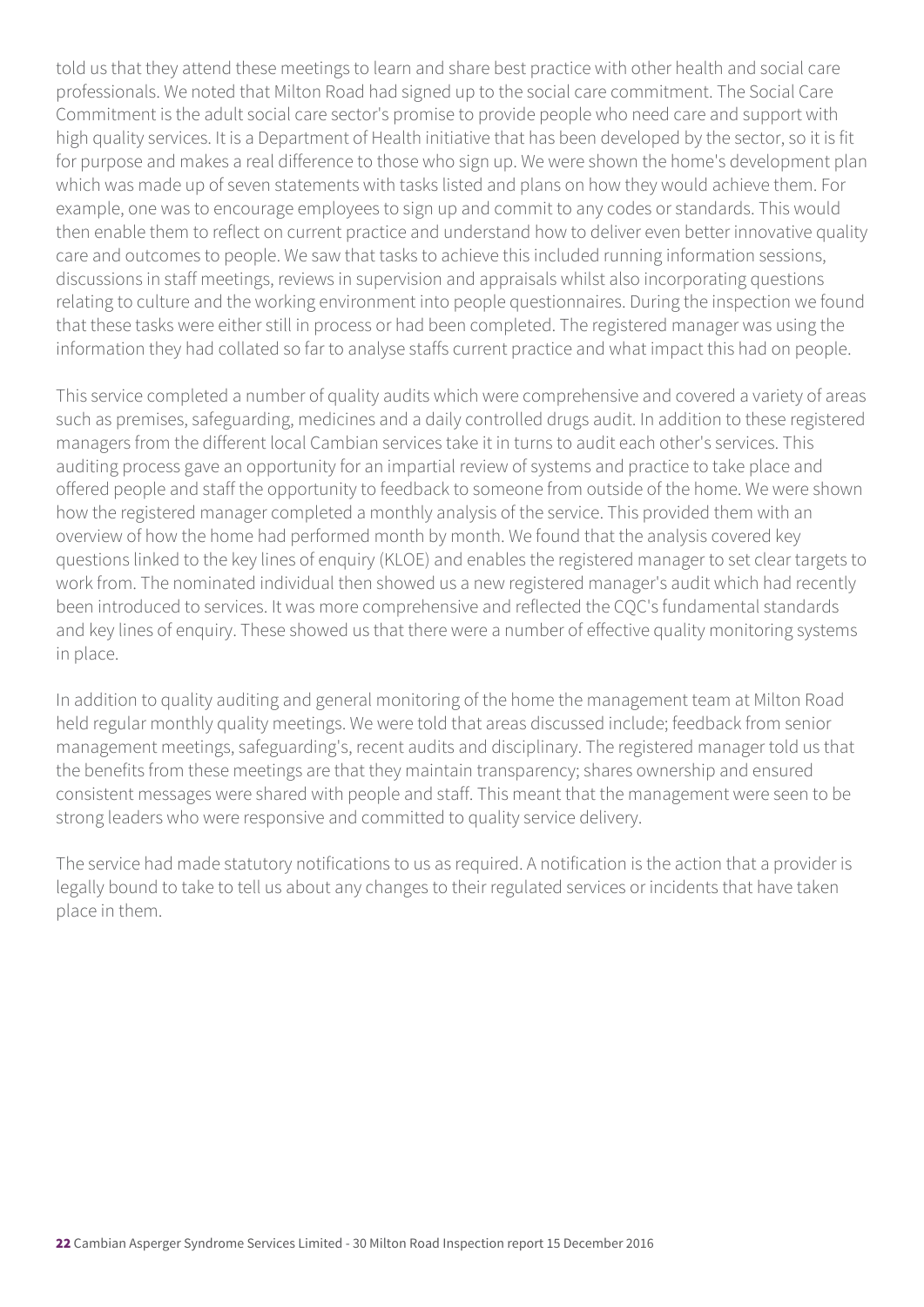told us that they attend these meetings to learn and share best practice with other health and social care professionals. We noted that Milton Road had signed up to the social care commitment. The Social Care Commitment is the adult social care sector's promise to provide people who need care and support with high quality services. It is a Department of Health initiative that has been developed by the sector, so it is fit for purpose and makes a real difference to those who sign up. We were shown the home's development plan which was made up of seven statements with tasks listed and plans on how they would achieve them. For example, one was to encourage employees to sign up and commit to any codes or standards. This would then enable them to reflect on current practice and understand how to deliver even better innovative quality care and outcomes to people. We saw that tasks to achieve this included running information sessions, discussions in staff meetings, reviews in supervision and appraisals whilst also incorporating questions relating to culture and the working environment into people questionnaires. During the inspection we found that these tasks were either still in process or had been completed. The registered manager was using the information they had collated so far to analyse staffs current practice and what impact this had on people.

This service completed a number of quality audits which were comprehensive and covered a variety of areas such as premises, safeguarding, medicines and a daily controlled drugs audit. In addition to these registered managers from the different local Cambian services take it in turns to audit each other's services. This auditing process gave an opportunity for an impartial review of systems and practice to take place and offered people and staff the opportunity to feedback to someone from outside of the home. We were shown how the registered manager completed a monthly analysis of the service. This provided them with an overview of how the home had performed month by month. We found that the analysis covered key questions linked to the key lines of enquiry (KLOE) and enables the registered manager to set clear targets to work from. The nominated individual then showed us a new registered manager's audit which had recently been introduced to services. It was more comprehensive and reflected the CQC's fundamental standards and key lines of enquiry. These showed us that there were a number of effective quality monitoring systems in place.

In addition to quality auditing and general monitoring of the home the management team at Milton Road held regular monthly quality meetings. We were told that areas discussed include; feedback from senior management meetings, safeguarding's, recent audits and disciplinary. The registered manager told us that the benefits from these meetings are that they maintain transparency; shares ownership and ensured consistent messages were shared with people and staff. This meant that the management were seen to be strong leaders who were responsive and committed to quality service delivery.

The service had made statutory notifications to us as required. A notification is the action that a provider is legally bound to take to tell us about any changes to their regulated services or incidents that have taken place in them.